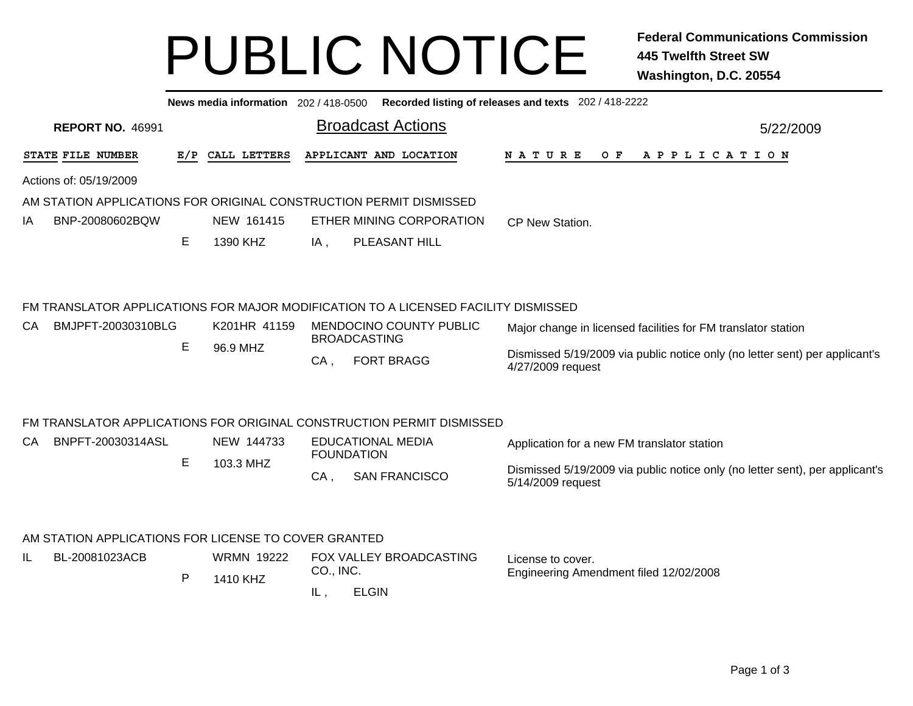# PUBLIC NOTICE

**Federal Communications Commission**
**445 Twelfth Street SW**
**Washington, D.C. 20554**

**News media information** 202 / 418-0500 **Recorded listing of releases and texts** 202 / 418-2222

**REPORT NO.** 46991

## Broadcast Actions

5/22/2009

Actions of: 05/19/2009

### AM STATION APPLICATIONS FOR ORIGINAL CONSTRUCTION PERMIT DISMISSED

| STATE | FILE NUMBER | E/P | CALL LETTERS | APPLICANT AND LOCATION | NATURE OF APPLICATION |
|---|---|---|---|---|---|
| IA | BNP-20080602BQW | E | NEW 161415<br>1390 KHZ | ETHER MINING CORPORATION<br>IA , PLEASANT HILL | CP New Station. |

### FM TRANSLATOR APPLICATIONS FOR MAJOR MODIFICATION TO A LICENSED FACILITY DISMISSED

| STATE | FILE NUMBER | E/P | CALL LETTERS | APPLICANT AND LOCATION | NATURE OF APPLICATION |
|---|---|---|---|---|---|
| CA | BMJPFT-20030310BLG | E | K201HR 41159<br>96.9 MHZ | MENDOCINO COUNTY PUBLIC BROADCASTING<br>CA , FORT BRAGG | Major change in licensed facilities for FM translator station<br>Dismissed 5/19/2009 via public notice only (no letter sent) per applicant's 4/27/2009 request |

### FM TRANSLATOR APPLICATIONS FOR ORIGINAL CONSTRUCTION PERMIT DISMISSED

| STATE | FILE NUMBER | E/P | CALL LETTERS | APPLICANT AND LOCATION | NATURE OF APPLICATION |
|---|---|---|---|---|---|
| CA | BNPFT-20030314ASL | E | NEW 144733<br>103.3 MHZ | EDUCATIONAL MEDIA FOUNDATION<br>CA , SAN FRANCISCO | Application for a new FM translator station<br>Dismissed 5/19/2009 via public notice only (no letter sent), per applicant's 5/14/2009 request |

### AM STATION APPLICATIONS FOR LICENSE TO COVER GRANTED

| STATE | FILE NUMBER | E/P | CALL LETTERS | APPLICANT AND LOCATION | NATURE OF APPLICATION |
|---|---|---|---|---|---|
| IL | BL-20081023ACB | P | WRMN 19222<br>1410 KHZ | FOX VALLEY BROADCASTING CO., INC.<br>IL , ELGIN | License to cover.<br>Engineering Amendment filed 12/02/2008 |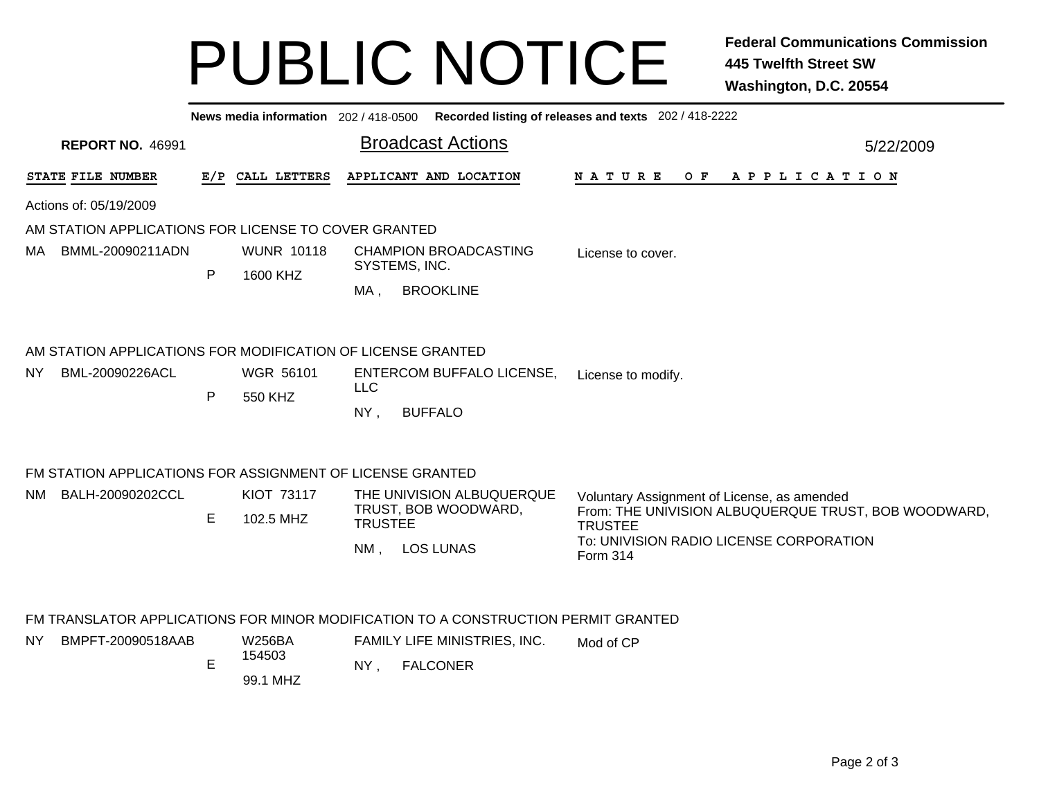# PUBLIC NOTICE

**Federal Communications Commission**
**445 Twelfth Street SW**
**Washington, D.C. 20554**

**News media information** 202 / 418-0500 **Recorded listing of releases and texts** 202 / 418-2222

**REPORT NO.** 46991

## Broadcast Actions

5/22/2009

Actions of: 05/19/2009

### AM STATION APPLICATIONS FOR LICENSE TO COVER GRANTED

| STATE | FILE NUMBER | E/P | CALL LETTERS | APPLICANT AND LOCATION | NATURE OF APPLICATION |
|---|---|---|---|---|---|
| MA | BMML-20090211ADN | P | WUNR 10118<br>1600 KHZ | CHAMPION BROADCASTING SYSTEMS, INC.<br>MA , BROOKLINE | License to cover. |

### AM STATION APPLICATIONS FOR MODIFICATION OF LICENSE GRANTED

| STATE | FILE NUMBER | E/P | CALL LETTERS | APPLICANT AND LOCATION | NATURE OF APPLICATION |
|---|---|---|---|---|---|
| NY | BML-20090226ACL | P | WGR 56101<br>550 KHZ | ENTERCOM BUFFALO LICENSE, LLC<br>NY , BUFFALO | License to modify. |

### FM STATION APPLICATIONS FOR ASSIGNMENT OF LICENSE GRANTED

| STATE | FILE NUMBER | E/P | CALL LETTERS | APPLICANT AND LOCATION | NATURE OF APPLICATION |
|---|---|---|---|---|---|
| NM | BALH-20090202CCL | E | KIOT 73117<br>102.5 MHZ | THE UNIVISION ALBUQUERQUE TRUST, BOB WOODWARD, TRUSTEE<br>NM , LOS LUNAS | Voluntary Assignment of License, as amended<br>From: THE UNIVISION ALBUQUERQUE TRUST, BOB WOODWARD, TRUSTEE<br>To: UNIVISION RADIO LICENSE CORPORATION<br>Form 314 |

### FM TRANSLATOR APPLICATIONS FOR MINOR MODIFICATION TO A CONSTRUCTION PERMIT GRANTED

| STATE | FILE NUMBER | E/P | CALL LETTERS | APPLICANT AND LOCATION | NATURE OF APPLICATION |
|---|---|---|---|---|---|
| NY | BMPFT-20090518AAB | E | W256BA 154503<br>99.1 MHZ | FAMILY LIFE MINISTRIES, INC.<br>NY , FALCONER | Mod of CP |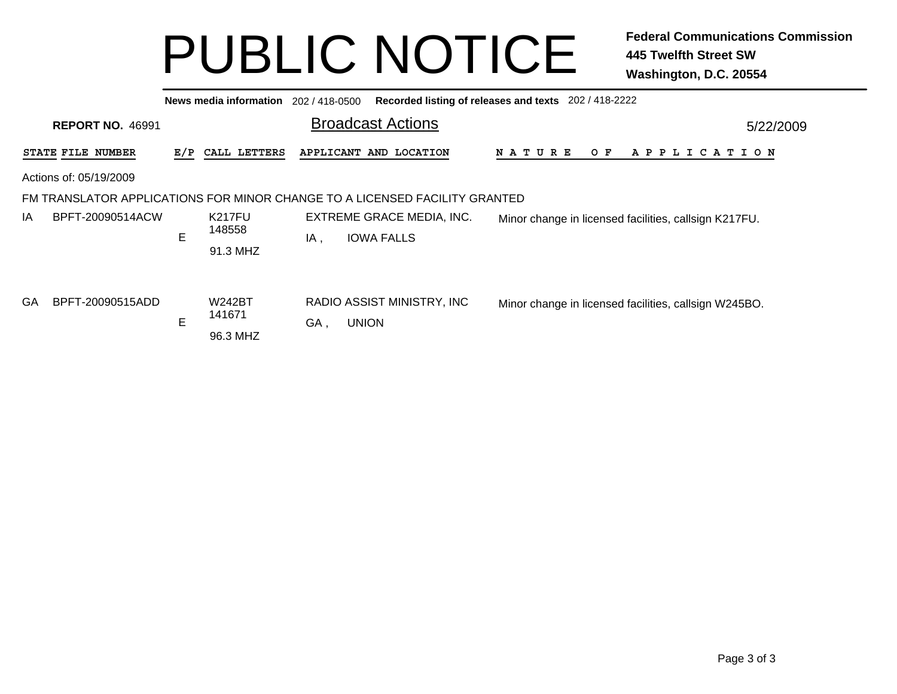# PUBLIC NOTICE

**Federal Communications Commission**
**445 Twelfth Street SW**
**Washington, D.C. 20554**

**News media information** 202 / 418-0500 **Recorded listing of releases and texts** 202 / 418-2222

**REPORT NO.** 46991

## Broadcast Actions

5/22/2009

| STATE | FILE NUMBER | E/P | CALL LETTERS | APPLICANT AND LOCATION | NATURE OF APPLICATION |
|---|---|---|---|---|---|

Actions of: 05/19/2009

FM TRANSLATOR APPLICATIONS FOR MINOR CHANGE TO A LICENSED FACILITY GRANTED

| STATE | FILE NUMBER | E/P | CALL LETTERS | APPLICANT AND LOCATION | NATURE OF APPLICATION |
|---|---|---|---|---|---|
| IA | BPFT-20090514ACW | E | K217FU 148558 91.3 MHZ | EXTREME GRACE MEDIA, INC. IA , IOWA FALLS | Minor change in licensed facilities, callsign K217FU. |
| GA | BPFT-20090515ADD | E | W242BT 141671 96.3 MHZ | RADIO ASSIST MINISTRY, INC GA , UNION | Minor change in licensed facilities, callsign W245BO. |